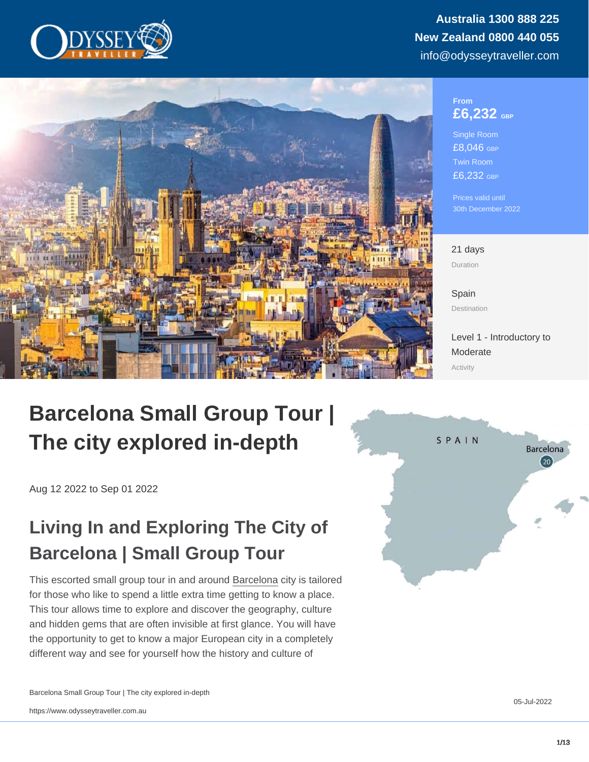Australia 1300 888 225
New Zealand 0800 440 055
info@odysseytraveller.com

From
£6,232 GBP

Single Room
£8,046 GBP

Twin Room
£6,232 GBP

Prices valid until
30th December 2022

21 days
Duration

Spain
Destination

Level 1 - Introductory to Moderate
Activity

# Barcelona Small Group Tour | The city explored in-depth

Aug 12 2022 to Sep 01 2022

## Living In and Exploring The City of Barcelona | Small Group Tour

This escorted small group tour in and around Barcelona city is tailored for those who like to spend a little extra time getting to know a place. This tour allows time to explore and discover the geography, culture and hidden gems that are often invisible at first glance. You will have the opportunity to get to know a major European city in a completely different way and see for yourself how the history and culture of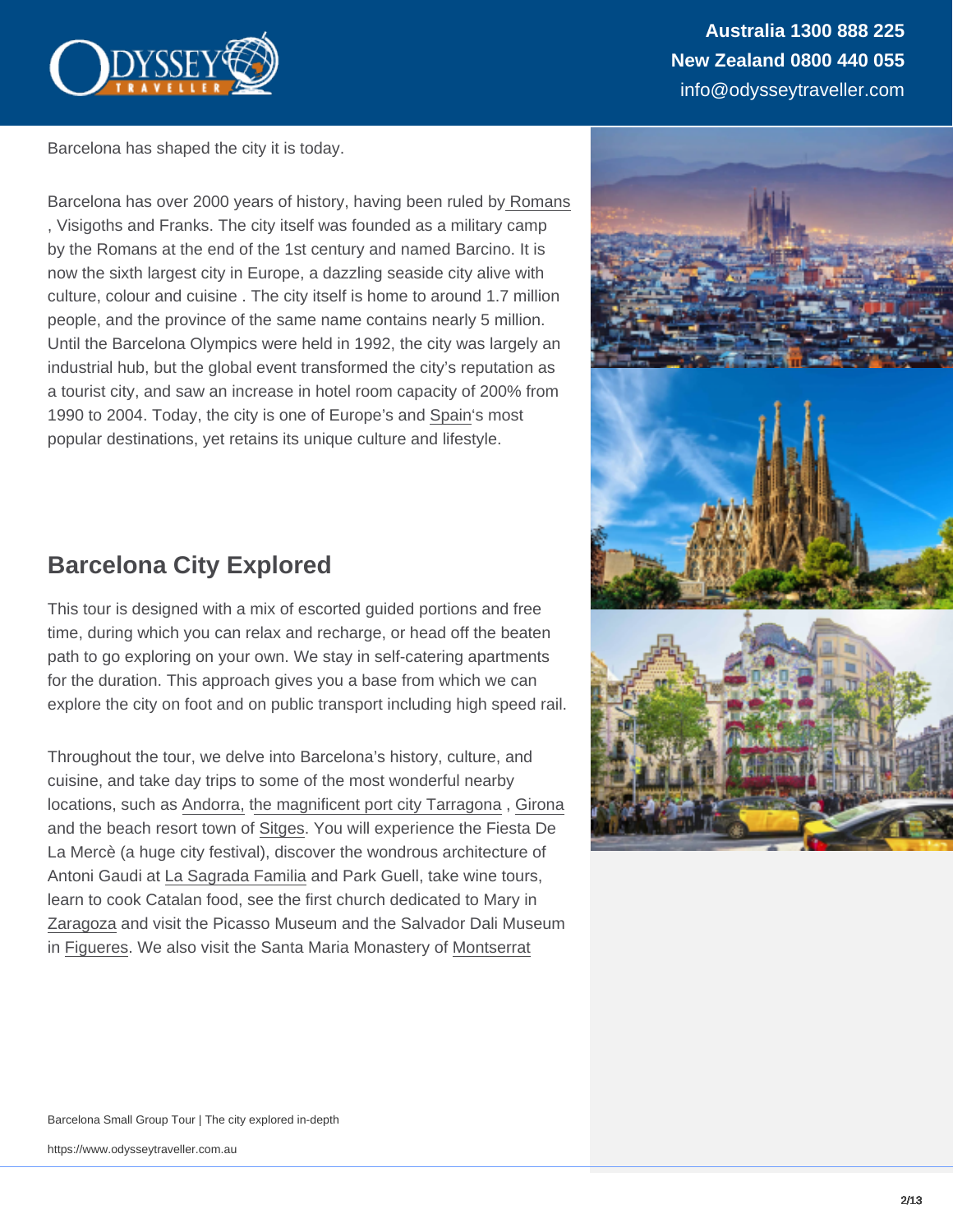Barcelona has shaped the city it is today.

Barcelona has over 2000 years of history, having been ruled by Romans, Visigoths and Franks. The city itself was founded as a military camp by the Romans at the end of the 1st century and named Barcino. It is now the sixth largest city in Europe, a dazzling seaside city alive with culture, colour and cuisine . The city itself is home to around 1.7 million people, and the province of the same name contains nearly 5 million. Until the Barcelona Olympics were held in 1992, the city was largely an industrial hub, but the global event transformed the city's reputation as a tourist city, and saw an increase in hotel room capacity of 200% from 1990 to 2004. Today, the city is one of Europe's and Spain's most popular destinations, yet retains its unique culture and lifestyle.

## Barcelona City Explored

This tour is designed with a mix of escorted guided portions and free time, during which you can relax and recharge, or head off the beaten path to go exploring on your own. We stay in self-catering apartments for the duration. This approach gives you a base from which we can explore the city on foot and on public transport including high speed rail.

Throughout the tour, we delve into Barcelona's history, culture, and cuisine, and take day trips to some of the most wonderful nearby locations, such as Andorra, the magnificent port city Tarragona , Girona and the beach resort town of Sitges. You will experience the Fiesta De La Mercè (a huge city festival), discover the wondrous architecture of Antoni Gaudi at La Sagrada Familia and Park Guell, take wine tours, learn to cook Catalan food, see the first church dedicated to Mary in Zaragoza and visit the Picasso Museum and the Salvador Dali Museum in Figueres. We also visit the Santa Maria Monastery of Montserrat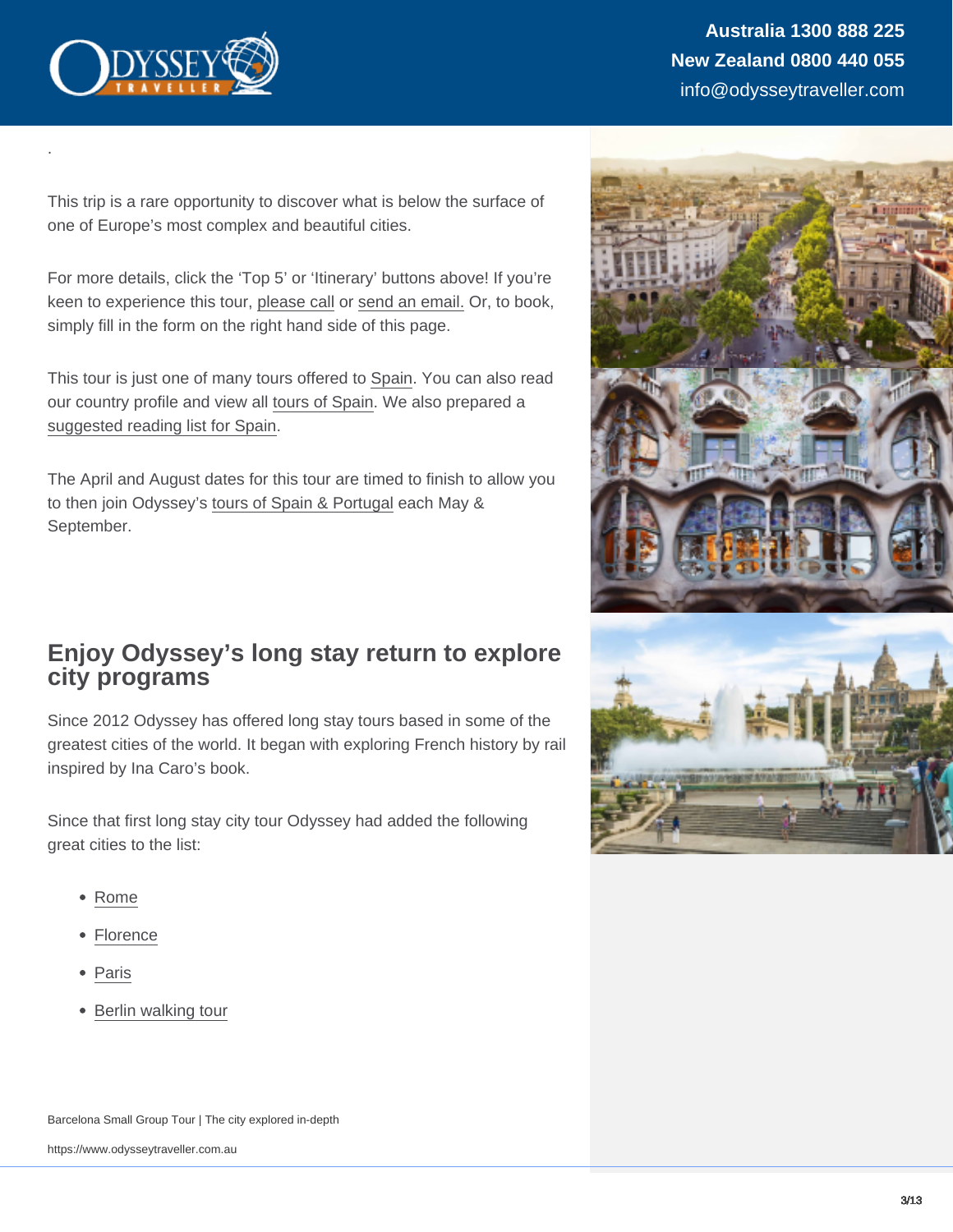.

This trip is a rare opportunity to discover what is below the surface of one of Europe's most complex and beautiful cities.

For more details, click the 'Top 5' or 'Itinerary' buttons above! If you're keen to experience this tour, please call or send an email. Or, to book, simply fill in the form on the right hand side of this page.

This tour is just one of many tours offered to Spain. You can also read our country profile and view all tours of Spain. We also prepared a suggested reading list for Spain.

The April and August dates for this tour are timed to finish to allow you to then join Odyssey's tours of Spain & Portugal each May & September.

## Enjoy Odyssey's long stay return to explore city programs

Since 2012 Odyssey has offered long stay tours based in some of the greatest cities of the world. It began with exploring French history by rail inspired by Ina Caro's book.

Since that first long stay city tour Odyssey had added the following great cities to the list:

- Rome
- Florence
- Paris
- Berlin walking tour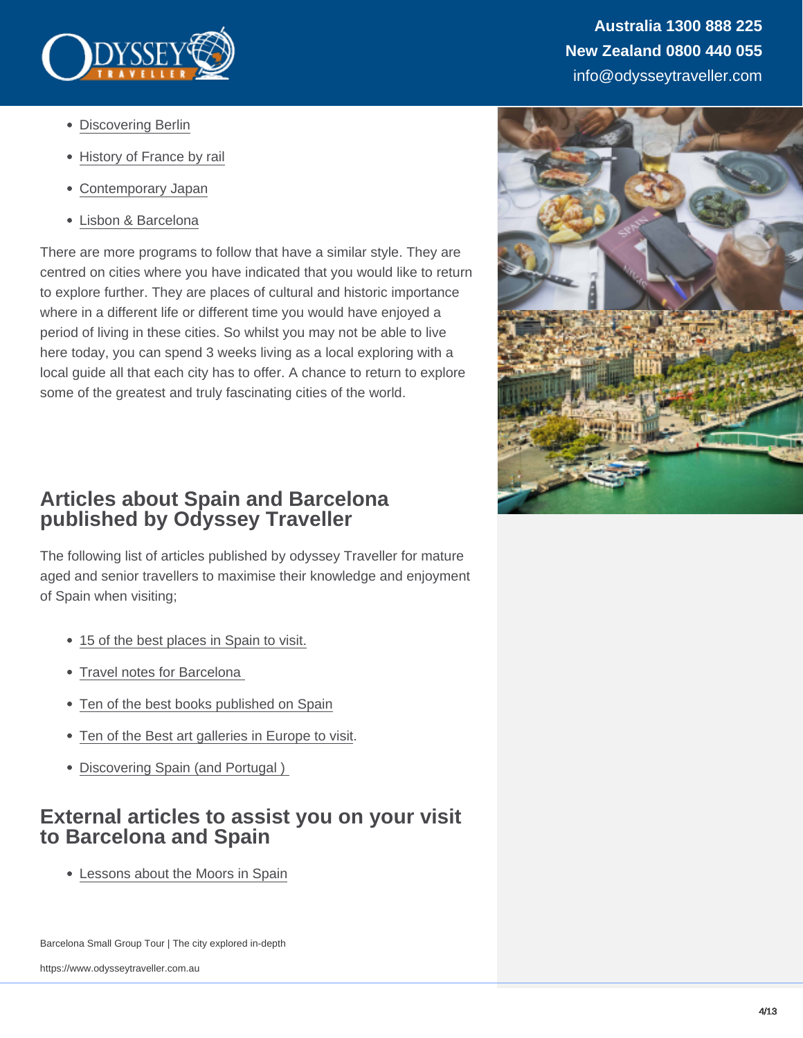- Discovering Berlin
- History of France by rail
- Contemporary Japan
- Lisbon & Barcelona

There are more programs to follow that have a similar style. They are centred on cities where you have indicated that you would like to return to explore further. They are places of cultural and historic importance where in a different life or different time you would have enjoyed a period of living in these cities. So whilst you may not be able to live here today, you can spend 3 weeks living as a local exploring with a local guide all that each city has to offer. A chance to return to explore some of the greatest and truly fascinating cities of the world.

## Articles about Spain and Barcelona published by Odyssey Traveller

The following list of articles published by odyssey Traveller for mature aged and senior travellers to maximise their knowledge and enjoyment of Spain when visiting;

- 15 of the best places in Spain to visit.
- Travel notes for Barcelona
- Ten of the best books published on Spain
- Ten of the Best art galleries in Europe to visit.
- Discovering Spain (and Portugal )

## External articles to assist you on your visit to Barcelona and Spain

- Lessons about the Moors in Spain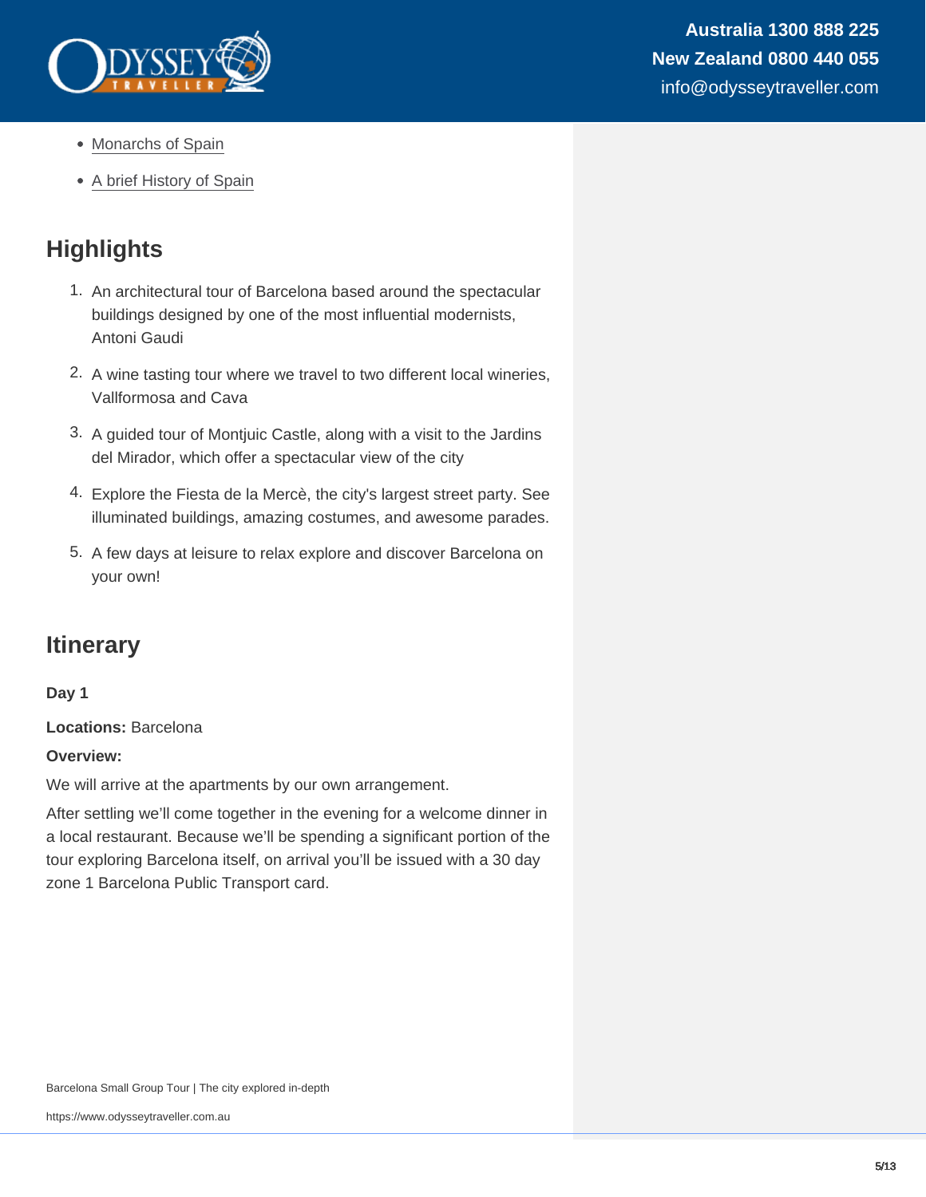- Monarchs of Spain
- A brief History of Spain

## Highlights

1. An architectural tour of Barcelona based around the spectacular buildings designed by one of the most influential modernists, Antoni Gaudi
2. A wine tasting tour where we travel to two different local wineries, Vallformosa and Cava
3. A guided tour of Montjuic Castle, along with a visit to the Jardins del Mirador, which offer a spectacular view of the city
4. Explore the Fiesta de la Mercè, the city's largest street party. See illuminated buildings, amazing costumes, and awesome parades.
5. A few days at leisure to relax explore and discover Barcelona on your own!

## Itinerary

**Day 1**

**Locations:** Barcelona

**Overview:**

We will arrive at the apartments by our own arrangement.

After settling we'll come together in the evening for a welcome dinner in a local restaurant. Because we'll be spending a significant portion of the tour exploring Barcelona itself, on arrival you'll be issued with a 30 day zone 1 Barcelona Public Transport card.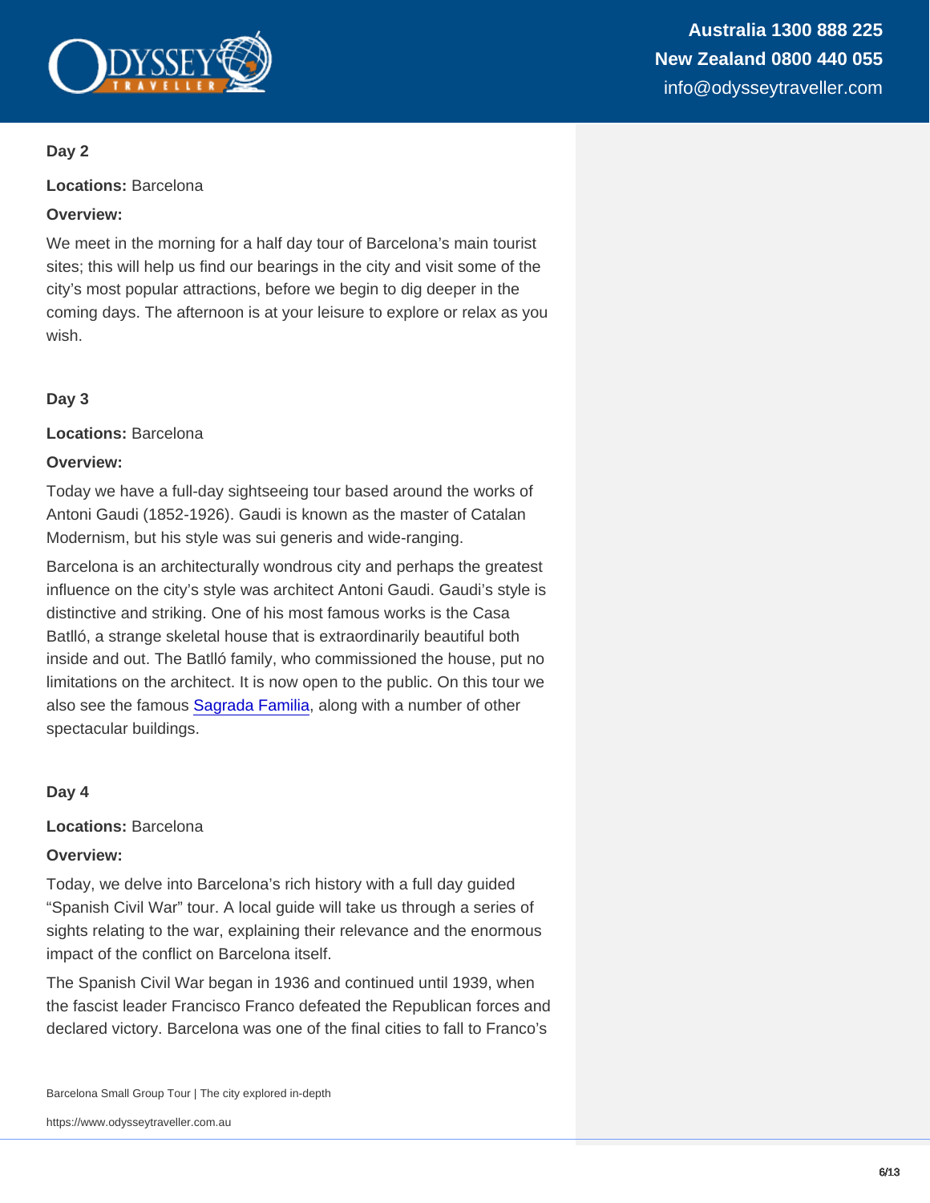### Day 2

**Locations:** Barcelona

**Overview:**

We meet in the morning for a half day tour of Barcelona's main tourist sites; this will help us find our bearings in the city and visit some of the city's most popular attractions, before we begin to dig deeper in the coming days. The afternoon is at your leisure to explore or relax as you wish.

### Day 3

**Locations:** Barcelona

**Overview:**

Today we have a full-day sightseeing tour based around the works of Antoni Gaudi (1852-1926). Gaudi is known as the master of Catalan Modernism, but his style was sui generis and wide-ranging.

Barcelona is an architecturally wondrous city and perhaps the greatest influence on the city's style was architect Antoni Gaudi. Gaudi's style is distinctive and striking. One of his most famous works is the Casa Batlló, a strange skeletal house that is extraordinarily beautiful both inside and out. The Batlló family, who commissioned the house, put no limitations on the architect. It is now open to the public. On this tour we also see the famous Sagrada Familia, along with a number of other spectacular buildings.

### Day 4

**Locations:** Barcelona

**Overview:**

Today, we delve into Barcelona's rich history with a full day guided "Spanish Civil War" tour. A local guide will take us through a series of sights relating to the war, explaining their relevance and the enormous impact of the conflict on Barcelona itself.

The Spanish Civil War began in 1936 and continued until 1939, when the fascist leader Francisco Franco defeated the Republican forces and declared victory. Barcelona was one of the final cities to fall to Franco's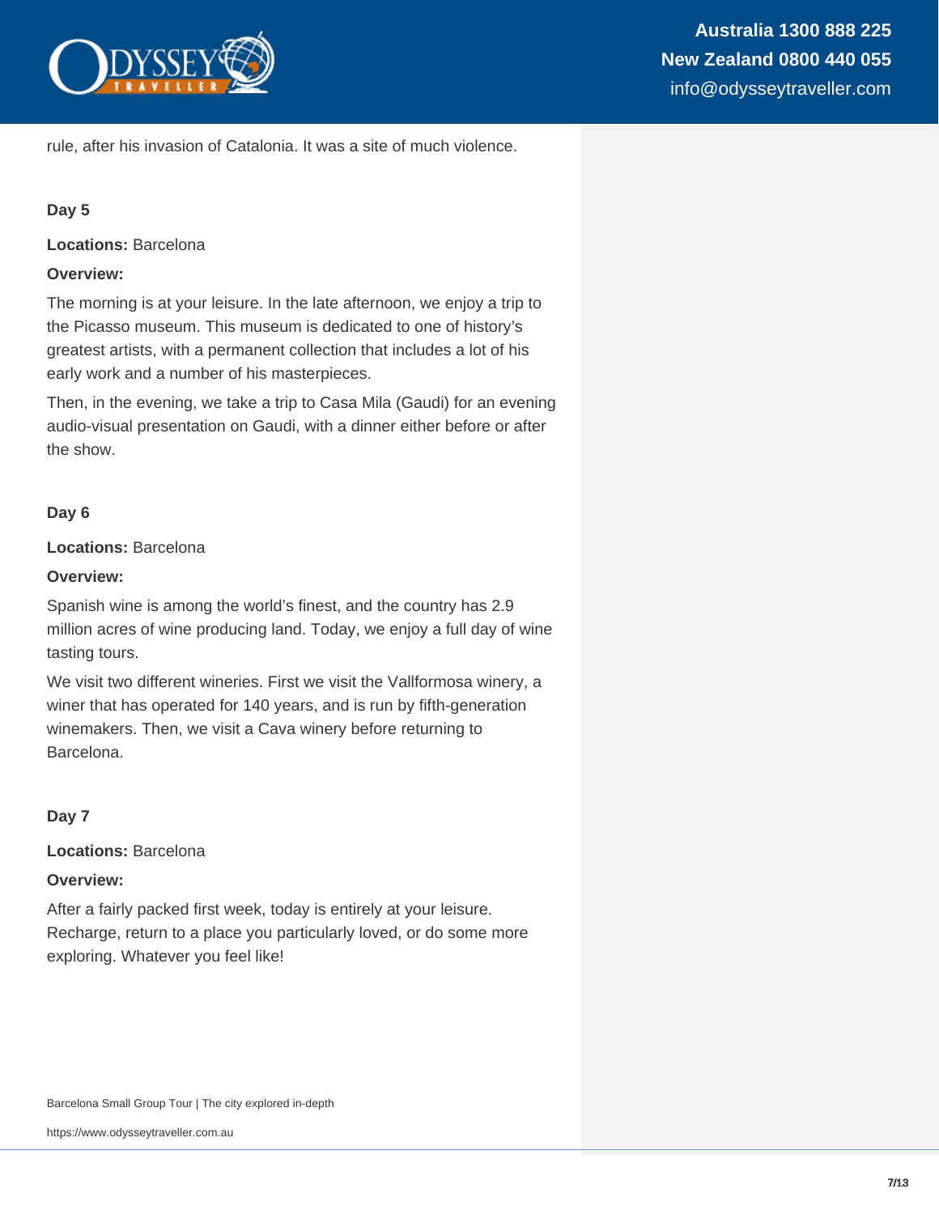rule, after his invasion of Catalonia. It was a site of much violence.

### Day 5

**Locations:** Barcelona

**Overview:**

The morning is at your leisure. In the late afternoon, we enjoy a trip to the Picasso museum. This museum is dedicated to one of history's greatest artists, with a permanent collection that includes a lot of his early work and a number of his masterpieces.

Then, in the evening, we take a trip to Casa Mila (Gaudi) for an evening audio-visual presentation on Gaudi, with a dinner either before or after the show.

### Day 6

**Locations:** Barcelona

**Overview:**

Spanish wine is among the world's finest, and the country has 2.9 million acres of wine producing land. Today, we enjoy a full day of wine tasting tours.

We visit two different wineries. First we visit the Vallformosa winery, a winer that has operated for 140 years, and is run by fifth-generation winemakers. Then, we visit a Cava winery before returning to Barcelona.

### Day 7

**Locations:** Barcelona

**Overview:**

After a fairly packed first week, today is entirely at your leisure. Recharge, return to a place you particularly loved, or do some more exploring. Whatever you feel like!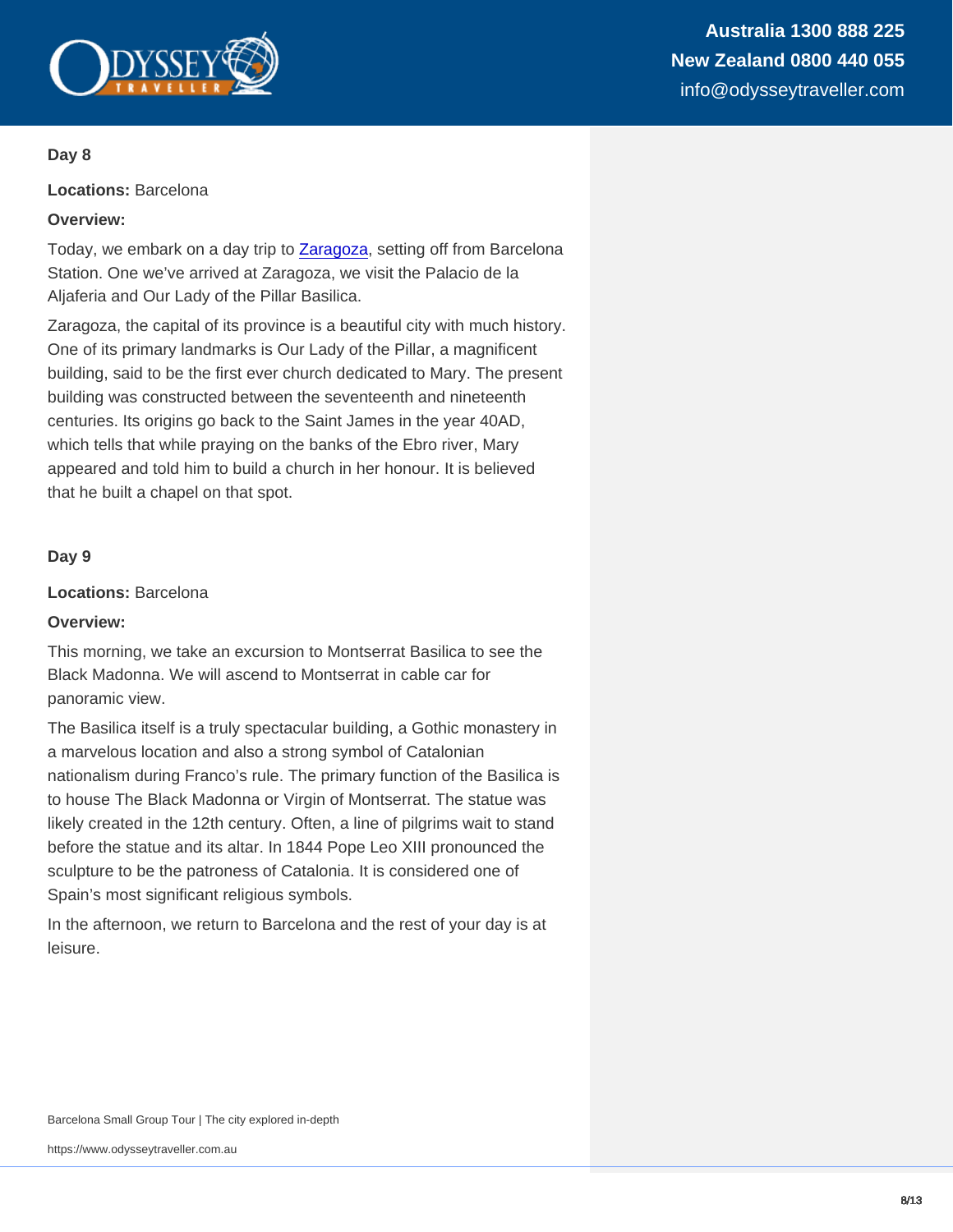**Day 8**

**Locations:** Barcelona

**Overview:**

Today, we embark on a day trip to Zaragoza, setting off from Barcelona Station. One we've arrived at Zaragoza, we visit the Palacio de la Aljaferia and Our Lady of the Pillar Basilica.

Zaragoza, the capital of its province is a beautiful city with much history. One of its primary landmarks is Our Lady of the Pillar, a magnificent building, said to be the first ever church dedicated to Mary. The present building was constructed between the seventeenth and nineteenth centuries. Its origins go back to the Saint James in the year 40AD, which tells that while praying on the banks of the Ebro river, Mary appeared and told him to build a church in her honour. It is believed that he built a chapel on that spot.

**Day 9**

**Locations:** Barcelona

**Overview:**

This morning, we take an excursion to Montserrat Basilica to see the Black Madonna. We will ascend to Montserrat in cable car for panoramic view.

The Basilica itself is a truly spectacular building, a Gothic monastery in a marvelous location and also a strong symbol of Catalonian nationalism during Franco's rule. The primary function of the Basilica is to house The Black Madonna or Virgin of Montserrat. The statue was likely created in the 12th century. Often, a line of pilgrims wait to stand before the statue and its altar. In 1844 Pope Leo XIII pronounced the sculpture to be the patroness of Catalonia. It is considered one of Spain's most significant religious symbols.

In the afternoon, we return to Barcelona and the rest of your day is at leisure.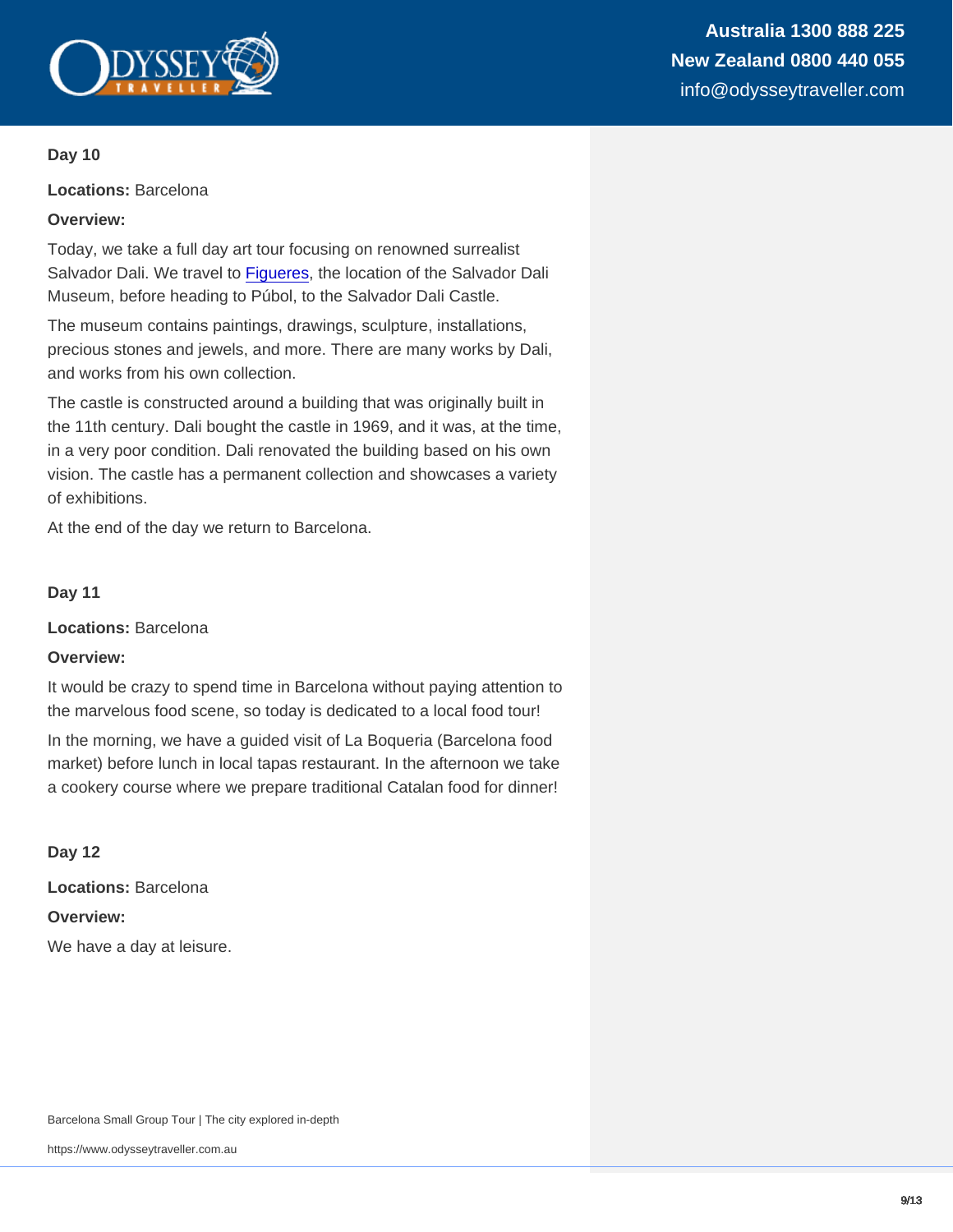### Day 10

**Locations:** Barcelona

**Overview:**

Today, we take a full day art tour focusing on renowned surrealist Salvador Dali. We travel to Figueres, the location of the Salvador Dali Museum, before heading to Púbol, to the Salvador Dali Castle.

The museum contains paintings, drawings, sculpture, installations, precious stones and jewels, and more. There are many works by Dali, and works from his own collection.

The castle is constructed around a building that was originally built in the 11th century. Dali bought the castle in 1969, and it was, at the time, in a very poor condition. Dali renovated the building based on his own vision. The castle has a permanent collection and showcases a variety of exhibitions.

At the end of the day we return to Barcelona.

### Day 11

**Locations:** Barcelona

**Overview:**

It would be crazy to spend time in Barcelona without paying attention to the marvelous food scene, so today is dedicated to a local food tour!

In the morning, we have a guided visit of La Boqueria (Barcelona food market) before lunch in local tapas restaurant. In the afternoon we take a cookery course where we prepare traditional Catalan food for dinner!

### Day 12

**Locations:** Barcelona

**Overview:**

We have a day at leisure.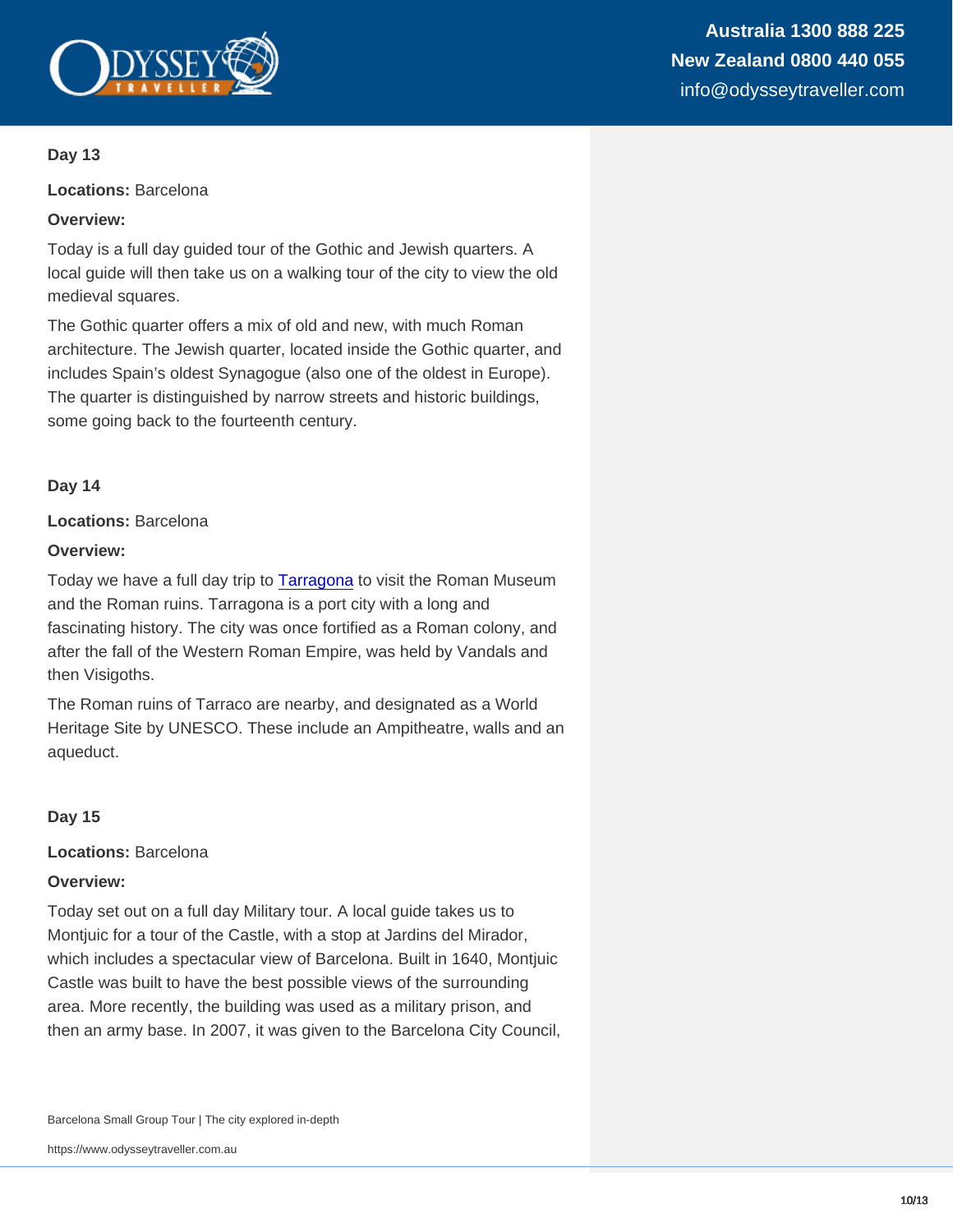### Day 13

**Locations:** Barcelona

**Overview:**

Today is a full day guided tour of the Gothic and Jewish quarters. A local guide will then take us on a walking tour of the city to view the old medieval squares.

The Gothic quarter offers a mix of old and new, with much Roman architecture. The Jewish quarter, located inside the Gothic quarter, and includes Spain's oldest Synagogue (also one of the oldest in Europe). The quarter is distinguished by narrow streets and historic buildings, some going back to the fourteenth century.

### Day 14

**Locations:** Barcelona

**Overview:**

Today we have a full day trip to Tarragona to visit the Roman Museum and the Roman ruins. Tarragona is a port city with a long and fascinating history. The city was once fortified as a Roman colony, and after the fall of the Western Roman Empire, was held by Vandals and then Visigoths.

The Roman ruins of Tarraco are nearby, and designated as a World Heritage Site by UNESCO. These include an Ampitheatre, walls and an aqueduct.

### Day 15

**Locations:** Barcelona

**Overview:**

Today set out on a full day Military tour. A local guide takes us to Montjuic for a tour of the Castle, with a stop at Jardins del Mirador, which includes a spectacular view of Barcelona. Built in 1640, Montjuic Castle was built to have the best possible views of the surrounding area. More recently, the building was used as a military prison, and then an army base. In 2007, it was given to the Barcelona City Council,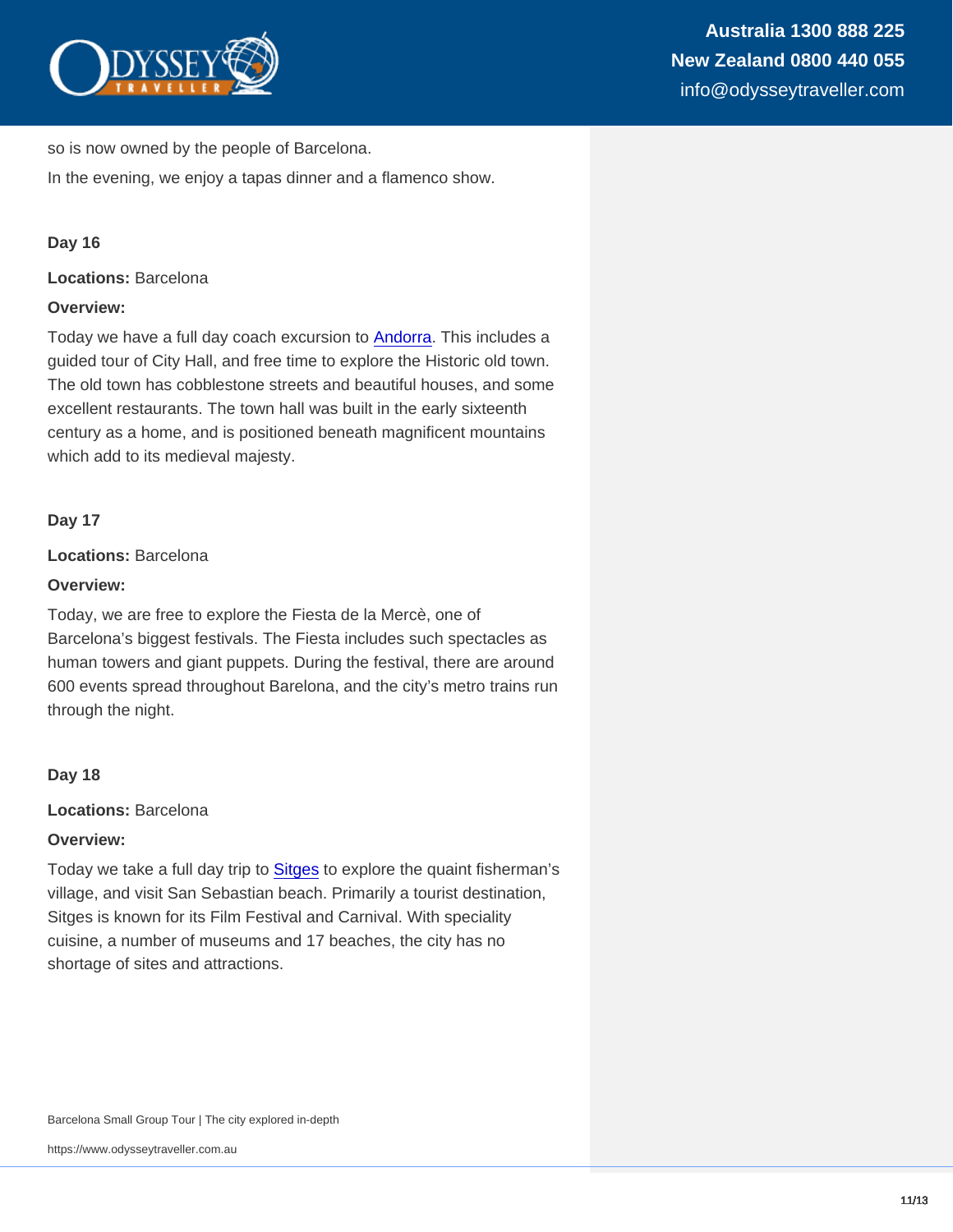so is now owned by the people of Barcelona.

In the evening, we enjoy a tapas dinner and a flamenco show.

### Day 16

**Locations:** Barcelona

**Overview:**

Today we have a full day coach excursion to Andorra. This includes a guided tour of City Hall, and free time to explore the Historic old town. The old town has cobblestone streets and beautiful houses, and some excellent restaurants. The town hall was built in the early sixteenth century as a home, and is positioned beneath magnificent mountains which add to its medieval majesty.

### Day 17

**Locations:** Barcelona

**Overview:**

Today, we are free to explore the Fiesta de la Mercè, one of Barcelona's biggest festivals. The Fiesta includes such spectacles as human towers and giant puppets. During the festival, there are around 600 events spread throughout Barelona, and the city's metro trains run through the night.

### Day 18

**Locations:** Barcelona

**Overview:**

Today we take a full day trip to Sitges to explore the quaint fisherman's village, and visit San Sebastian beach. Primarily a tourist destination, Sitges is known for its Film Festival and Carnival. With speciality cuisine, a number of museums and 17 beaches, the city has no shortage of sites and attractions.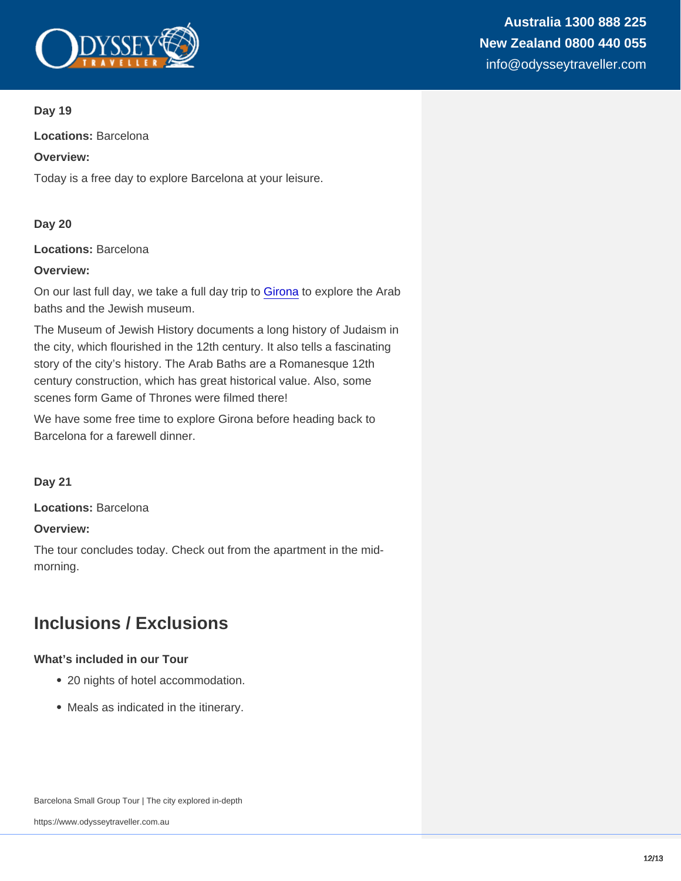**Day 19**

**Locations:** Barcelona

**Overview:**

Today is a free day to explore Barcelona at your leisure.

**Day 20**

**Locations:** Barcelona

**Overview:**

On our last full day, we take a full day trip to Girona to explore the Arab baths and the Jewish museum.

The Museum of Jewish History documents a long history of Judaism in the city, which flourished in the 12th century. It also tells a fascinating story of the city's history. The Arab Baths are a Romanesque 12th century construction, which has great historical value. Also, some scenes form Game of Thrones were filmed there!

We have some free time to explore Girona before heading back to Barcelona for a farewell dinner.

**Day 21**

**Locations:** Barcelona

**Overview:**

The tour concludes today. Check out from the apartment in the mid-morning.

## Inclusions / Exclusions

**What's included in our Tour**

- 20 nights of hotel accommodation.
- Meals as indicated in the itinerary.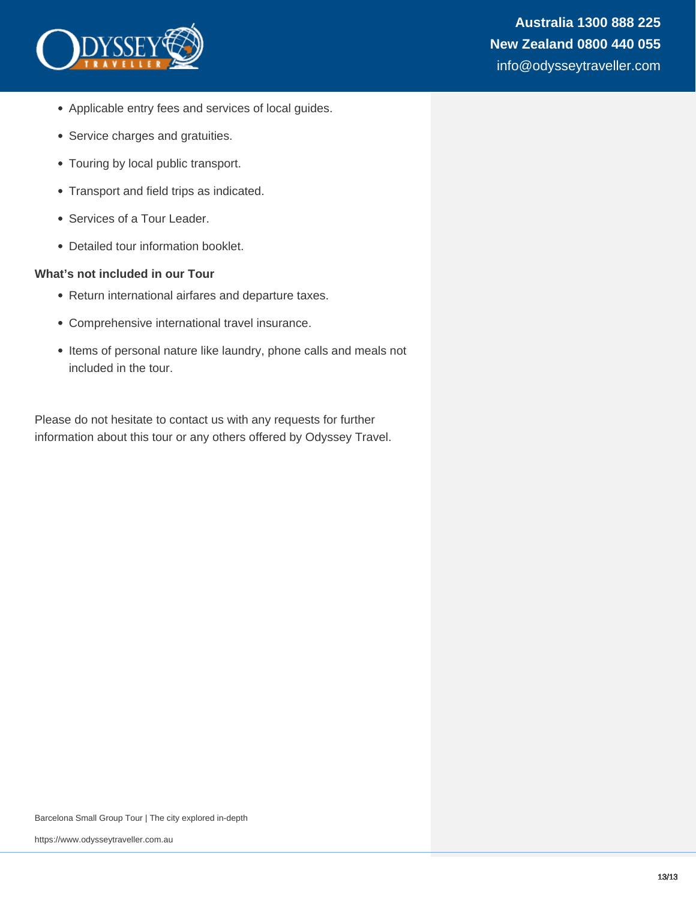- Applicable entry fees and services of local guides.
- Service charges and gratuities.
- Touring by local public transport.
- Transport and field trips as indicated.
- Services of a Tour Leader.
- Detailed tour information booklet.

**What's not included in our Tour**

- Return international airfares and departure taxes.
- Comprehensive international travel insurance.
- Items of personal nature like laundry, phone calls and meals not included in the tour.

Please do not hesitate to contact us with any requests for further information about this tour or any others offered by Odyssey Travel.